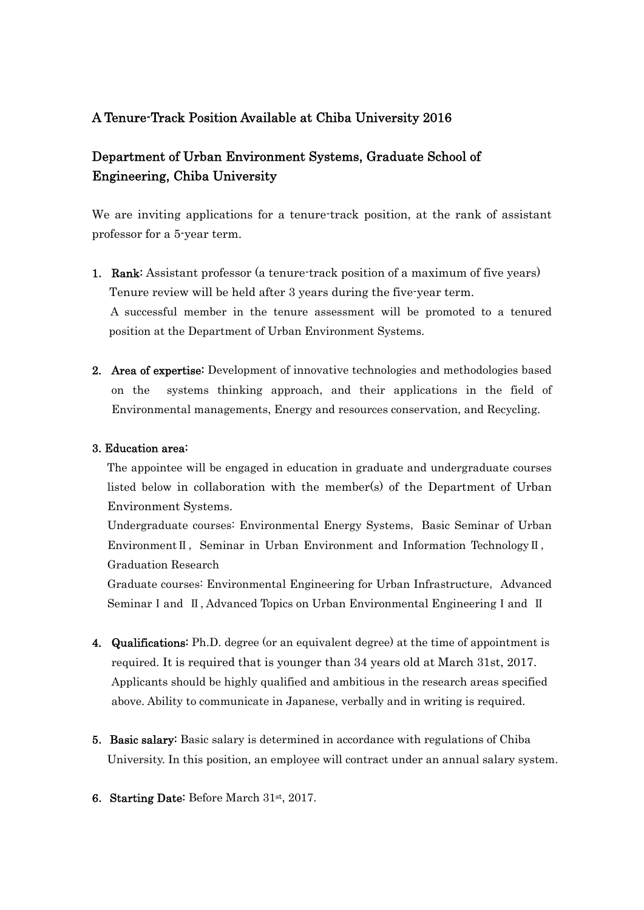## A Tenure-Track Position Available at Chiba University 2016

## Department of Urban Environment Systems, Graduate School of Engineering, Chiba University

We are inviting applications for a tenure-track position, at the rank of assistant professor for a 5-year term.

1. **Rank:** Assistant professor (a tenure-track position of a maximum of five years)
   Tenure review will be held after 3 years during the five-year term.
   A successful member in the tenure assessment will be promoted to a tenured position at the Department of Urban Environment Systems.

2. **Area of expertise:** Development of innovative technologies and methodologies based on the systems thinking approach, and their applications in the field of Environmental managements, Energy and resources conservation, and Recycling.

3. **Education area:**
   The appointee will be engaged in education in graduate and undergraduate courses listed below in collaboration with the member(s) of the Department of Urban Environment Systems.
   Undergraduate courses: Environmental Energy Systems, Basic Seminar of Urban EnvironmentⅡ, Seminar in Urban Environment and Information TechnologyⅡ, Graduation Research
   Graduate courses: Environmental Engineering for Urban Infrastructure, Advanced Seminar I and Ⅱ, Advanced Topics on Urban Environmental Engineering I and Ⅱ

4. **Qualifications:** Ph.D. degree (or an equivalent degree) at the time of appointment is required. It is required that is younger than 34 years old at March 31st, 2017. Applicants should be highly qualified and ambitious in the research areas specified above. Ability to communicate in Japanese, verbally and in writing is required.

5. **Basic salary:** Basic salary is determined in accordance with regulations of Chiba University. In this position, an employee will contract under an annual salary system.

6. **Starting Date:** Before March 31st, 2017.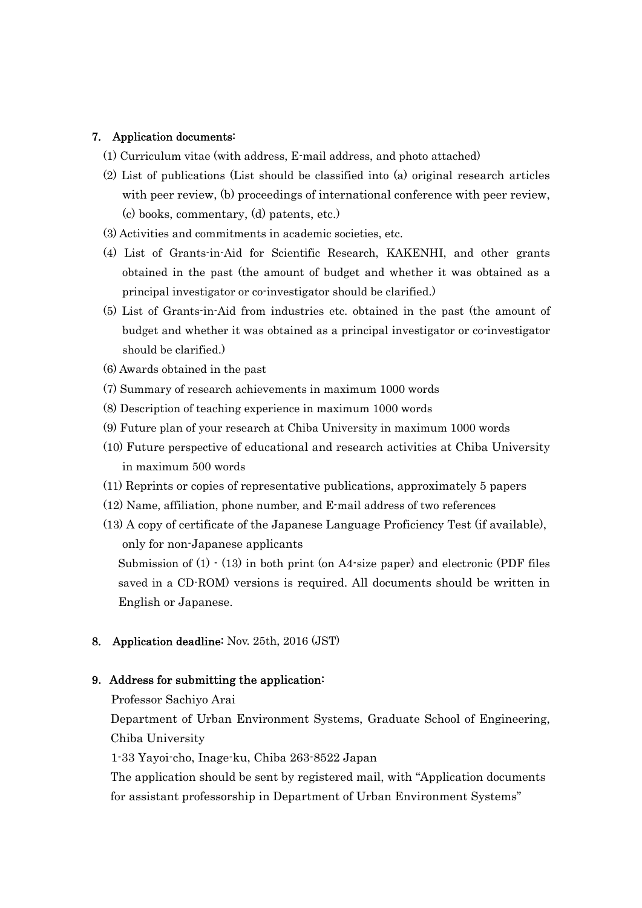## 7. Application documents:

(1) Curriculum vitae (with address, E-mail address, and photo attached)

(2) List of publications (List should be classified into (a) original research articles with peer review, (b) proceedings of international conference with peer review, (c) books, commentary, (d) patents, etc.)

(3) Activities and commitments in academic societies, etc.

(4) List of Grants-in-Aid for Scientific Research, KAKENHI, and other grants obtained in the past (the amount of budget and whether it was obtained as a principal investigator or co-investigator should be clarified.)

(5) List of Grants-in-Aid from industries etc. obtained in the past (the amount of budget and whether it was obtained as a principal investigator or co-investigator should be clarified.)

(6) Awards obtained in the past

(7) Summary of research achievements in maximum 1000 words

(8) Description of teaching experience in maximum 1000 words

(9) Future plan of your research at Chiba University in maximum 1000 words

(10) Future perspective of educational and research activities at Chiba University in maximum 500 words

(11) Reprints or copies of representative publications, approximately 5 papers

(12) Name, affiliation, phone number, and E-mail address of two references

(13) A copy of certificate of the Japanese Language Proficiency Test (if available), only for non-Japanese applicants

Submission of (1) - (13) in both print (on A4-size paper) and electronic (PDF files saved in a CD-ROM) versions is required. All documents should be written in English or Japanese.

## 8. Application deadline: Nov. 25th, 2016 (JST)

## 9. Address for submitting the application:

Professor Sachiyo Arai

Department of Urban Environment Systems, Graduate School of Engineering, Chiba University

1-33 Yayoi-cho, Inage-ku, Chiba 263-8522 Japan

The application should be sent by registered mail, with "Application documents for assistant professorship in Department of Urban Environment Systems"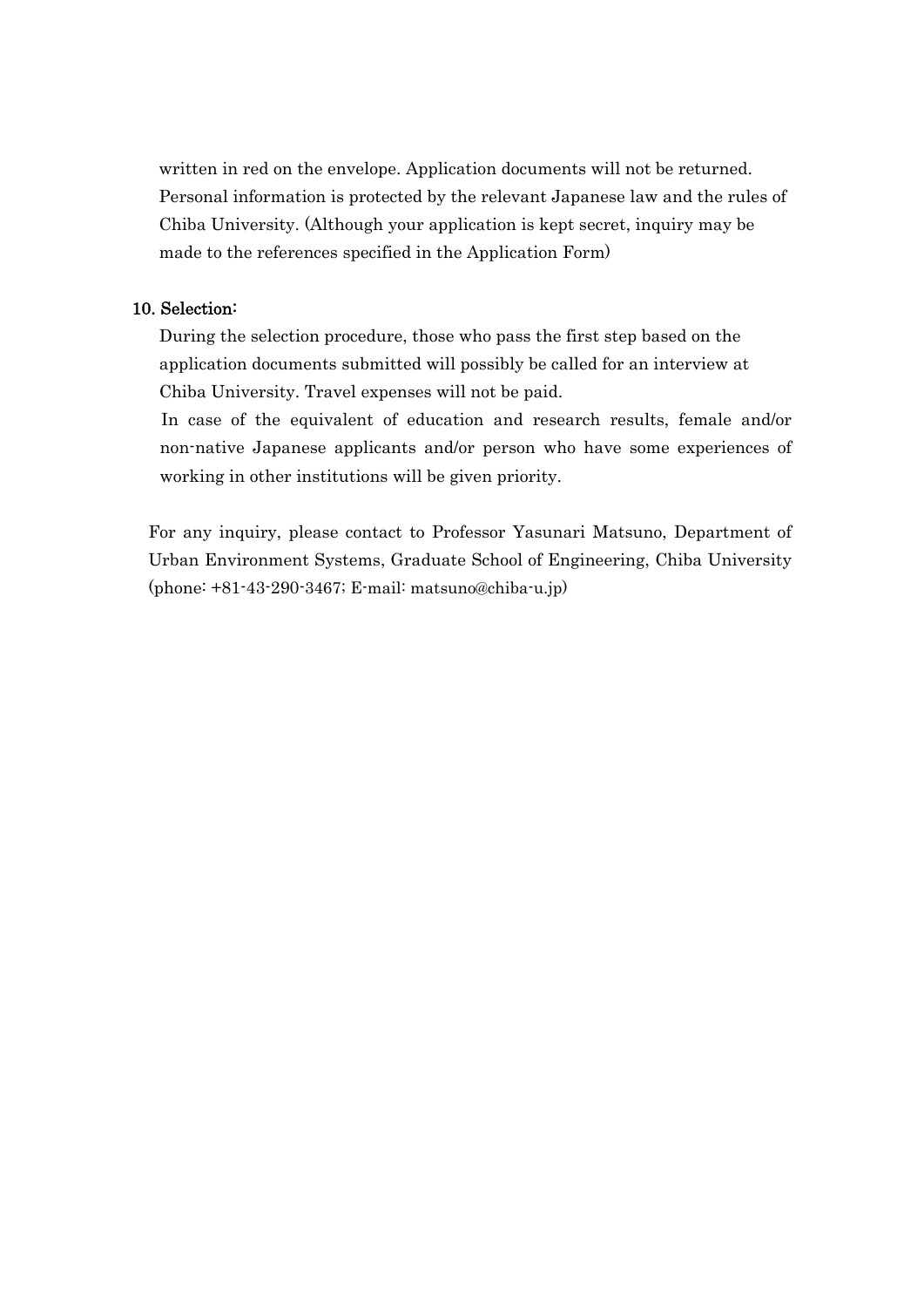written in red on the envelope. Application documents will not be returned. Personal information is protected by the relevant Japanese law and the rules of Chiba University. (Although your application is kept secret, inquiry may be made to the references specified in the Application Form)

## 10. Selection:

During the selection procedure, those who pass the first step based on the application documents submitted will possibly be called for an interview at Chiba University. Travel expenses will not be paid.

In case of the equivalent of education and research results, female and/or non-native Japanese applicants and/or person who have some experiences of working in other institutions will be given priority.

For any inquiry, please contact to Professor Yasunari Matsuno, Department of Urban Environment Systems, Graduate School of Engineering, Chiba University (phone: +81-43-290-3467; E-mail: matsuno@chiba-u.jp)